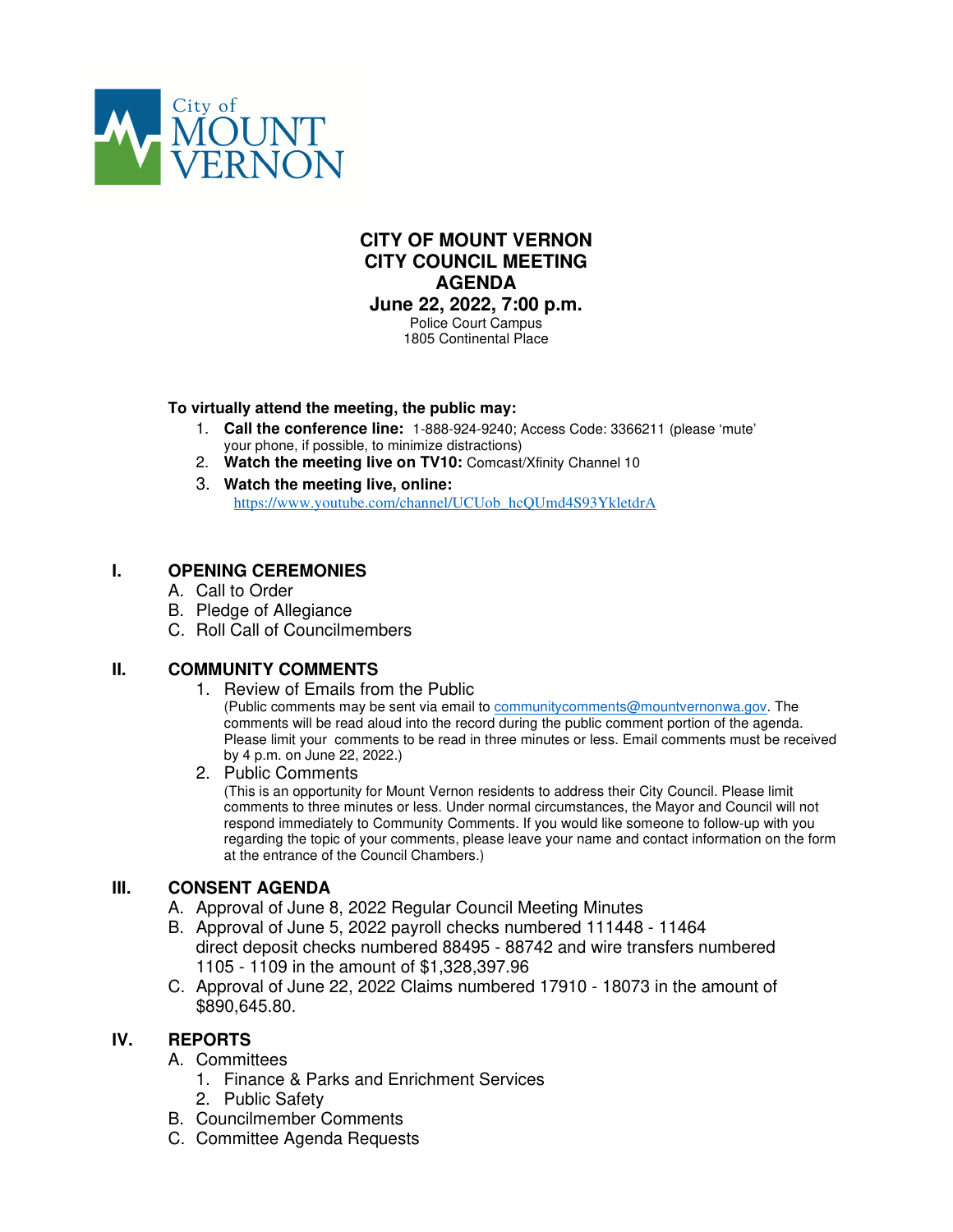City of MOUNT VERNON

# CITY OF MOUNT VERNON
# CITY COUNCIL MEETING
# AGENDA
## June 22, 2022, 7:00 p.m.

Police Court Campus
1805 Continental Place

**To virtually attend the meeting, the public may:**

1. **Call the conference line:** 1-888-924-9240; Access Code: 3366211 (please 'mute' your phone, if possible, to minimize distractions)
2. **Watch the meeting live on TV10:** Comcast/Xfinity Channel 10
3. **Watch the meeting live, online:** https://www.youtube.com/channel/UCUob_hcQUmd4S93YkletdrA

## I. OPENING CEREMONIES

A. Call to Order
B. Pledge of Allegiance
C. Roll Call of Councilmembers

## II. COMMUNITY COMMENTS

1. Review of Emails from the Public
   (Public comments may be sent via email to communitycomments@mountvernonwa.gov. The comments will be read aloud into the record during the public comment portion of the agenda. Please limit your comments to be read in three minutes or less. Email comments must be received by 4 p.m. on June 22, 2022.)
2. Public Comments
   (This is an opportunity for Mount Vernon residents to address their City Council. Please limit comments to three minutes or less. Under normal circumstances, the Mayor and Council will not respond immediately to Community Comments. If you would like someone to follow-up with you regarding the topic of your comments, please leave your name and contact information on the form at the entrance of the Council Chambers.)

## III. CONSENT AGENDA

A. Approval of June 8, 2022 Regular Council Meeting Minutes
B. Approval of June 5, 2022 payroll checks numbered 111448 - 11464 direct deposit checks numbered 88495 - 88742 and wire transfers numbered 1105 - 1109 in the amount of $1,328,397.96
C. Approval of June 22, 2022 Claims numbered 17910 - 18073 in the amount of $890,645.80.

## IV. REPORTS

A. Committees
   1. Finance & Parks and Enrichment Services
   2. Public Safety
B. Councilmember Comments
C. Committee Agenda Requests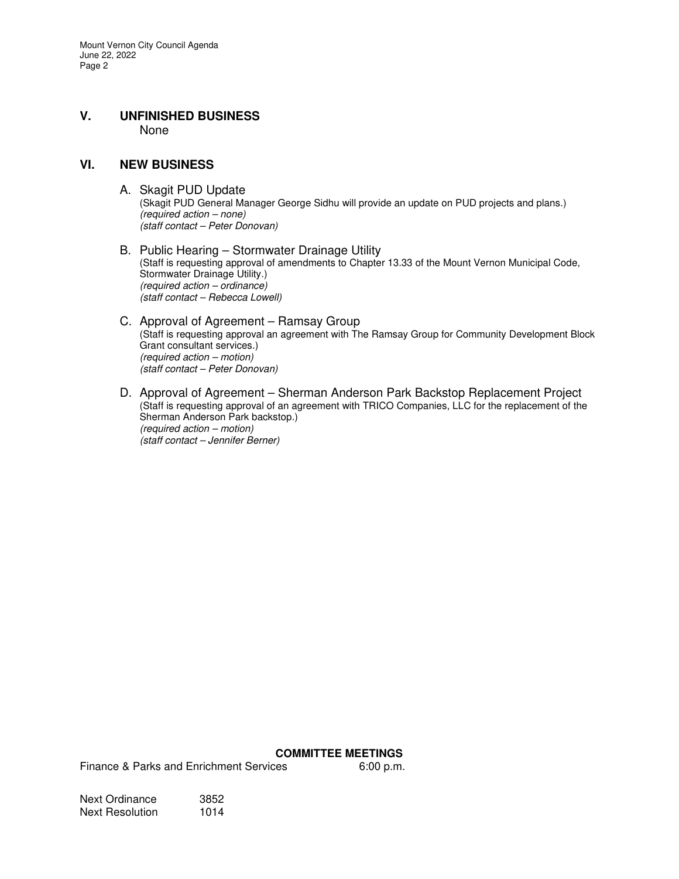## V. UNFINISHED BUSINESS

None

## VI. NEW BUSINESS

A. Skagit PUD Update
(Skagit PUD General Manager George Sidhu will provide an update on PUD projects and plans.)
*(required action – none)*
*(staff contact – Peter Donovan)*

B. Public Hearing – Stormwater Drainage Utility
(Staff is requesting approval of amendments to Chapter 13.33 of the Mount Vernon Municipal Code, Stormwater Drainage Utility.)
*(required action – ordinance)*
*(staff contact – Rebecca Lowell)*

C. Approval of Agreement – Ramsay Group
(Staff is requesting approval an agreement with The Ramsay Group for Community Development Block Grant consultant services.)
*(required action – motion)*
*(staff contact – Peter Donovan)*

D. Approval of Agreement – Sherman Anderson Park Backstop Replacement Project
(Staff is requesting approval of an agreement with TRICO Companies, LLC for the replacement of the Sherman Anderson Park backstop.)
*(required action – motion)*
*(staff contact – Jennifer Berner)*

**COMMITTEE MEETINGS**

Finance & Parks and Enrichment Services 6:00 p.m.

Next Ordinance 3852
Next Resolution 1014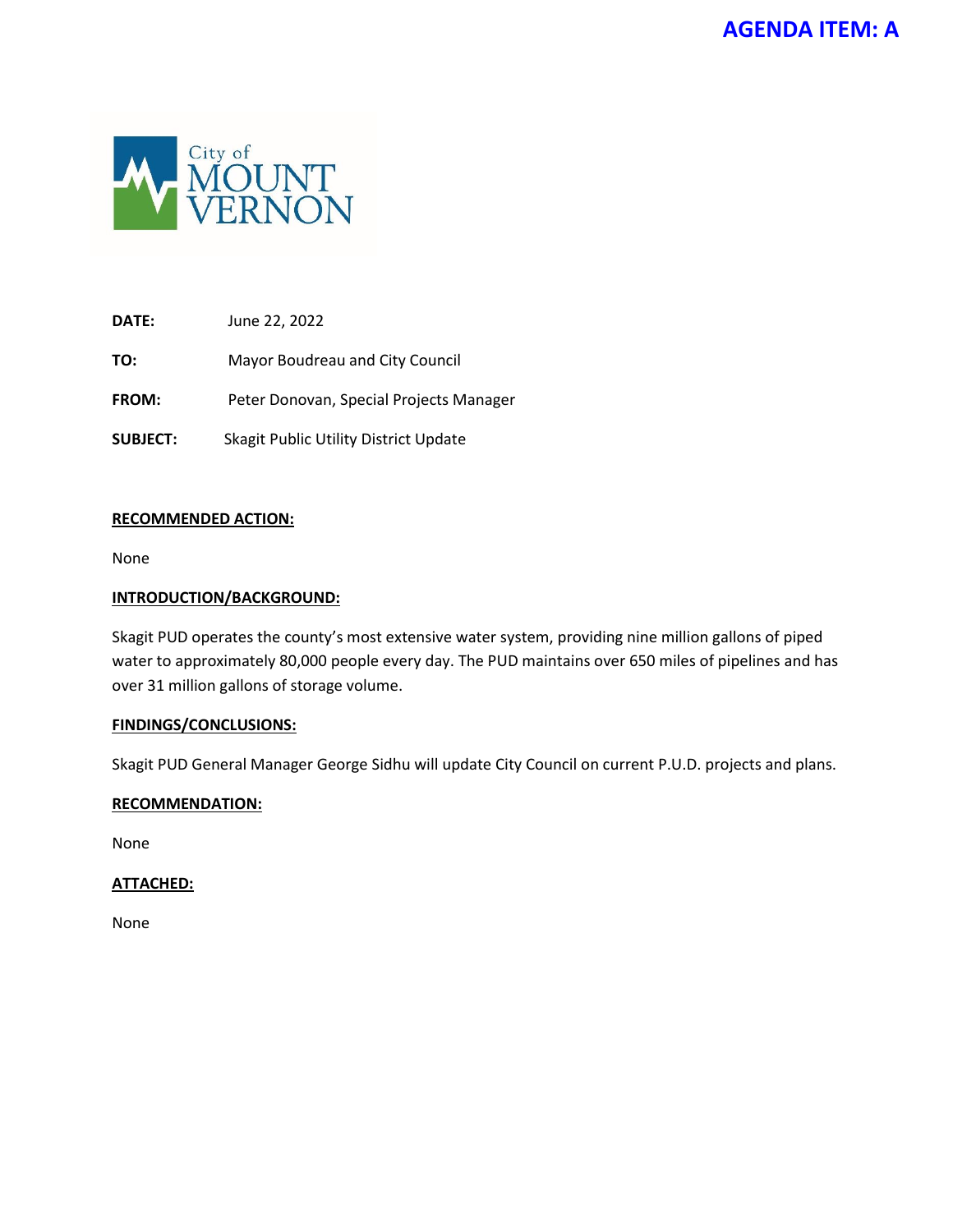**AGENDA ITEM: A**

City of MOUNT VERNON

**DATE:** June 22, 2022

**TO:** Mayor Boudreau and City Council

**FROM:** Peter Donovan, Special Projects Manager

**SUBJECT:** Skagit Public Utility District Update

**RECOMMENDED ACTION:**

None

**INTRODUCTION/BACKGROUND:**

Skagit PUD operates the county's most extensive water system, providing nine million gallons of piped water to approximately 80,000 people every day. The PUD maintains over 650 miles of pipelines and has over 31 million gallons of storage volume.

**FINDINGS/CONCLUSIONS:**

Skagit PUD General Manager George Sidhu will update City Council on current P.U.D. projects and plans.

**RECOMMENDATION:**

None

**ATTACHED:**

None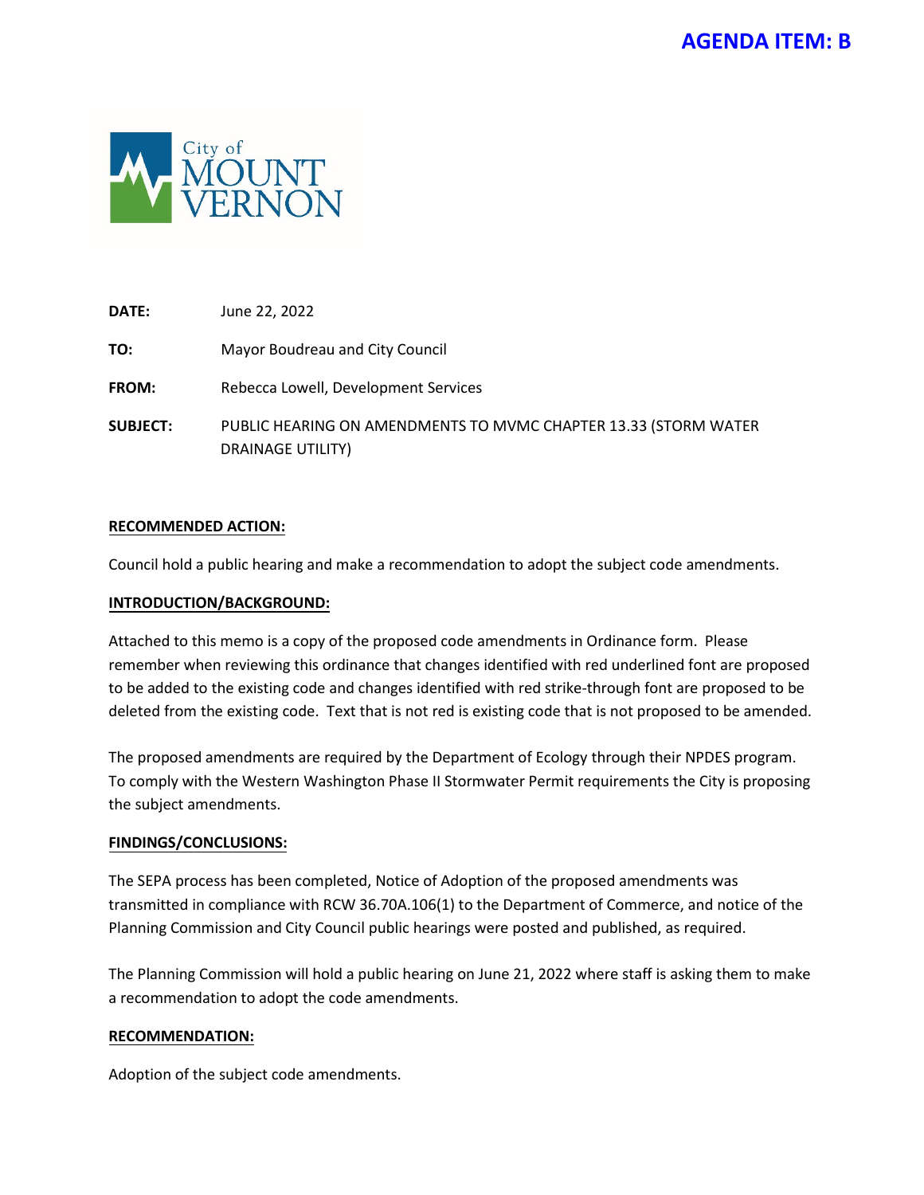**AGENDA ITEM: B**

City of MOUNT VERNON

| | |
|---|---|
| **DATE:** | June 22, 2022 |
| **TO:** | Mayor Boudreau and City Council |
| **FROM:** | Rebecca Lowell, Development Services |
| **SUBJECT:** | PUBLIC HEARING ON AMENDMENTS TO MVMC CHAPTER 13.33 (STORM WATER DRAINAGE UTILITY) |

**RECOMMENDED ACTION:**

Council hold a public hearing and make a recommendation to adopt the subject code amendments.

**INTRODUCTION/BACKGROUND:**

Attached to this memo is a copy of the proposed code amendments in Ordinance form. Please remember when reviewing this ordinance that changes identified with red underlined font are proposed to be added to the existing code and changes identified with red strike-through font are proposed to be deleted from the existing code. Text that is not red is existing code that is not proposed to be amended.

The proposed amendments are required by the Department of Ecology through their NPDES program. To comply with the Western Washington Phase II Stormwater Permit requirements the City is proposing the subject amendments.

**FINDINGS/CONCLUSIONS:**

The SEPA process has been completed, Notice of Adoption of the proposed amendments was transmitted in compliance with RCW 36.70A.106(1) to the Department of Commerce, and notice of the Planning Commission and City Council public hearings were posted and published, as required.

The Planning Commission will hold a public hearing on June 21, 2022 where staff is asking them to make a recommendation to adopt the code amendments.

**RECOMMENDATION:**

Adoption of the subject code amendments.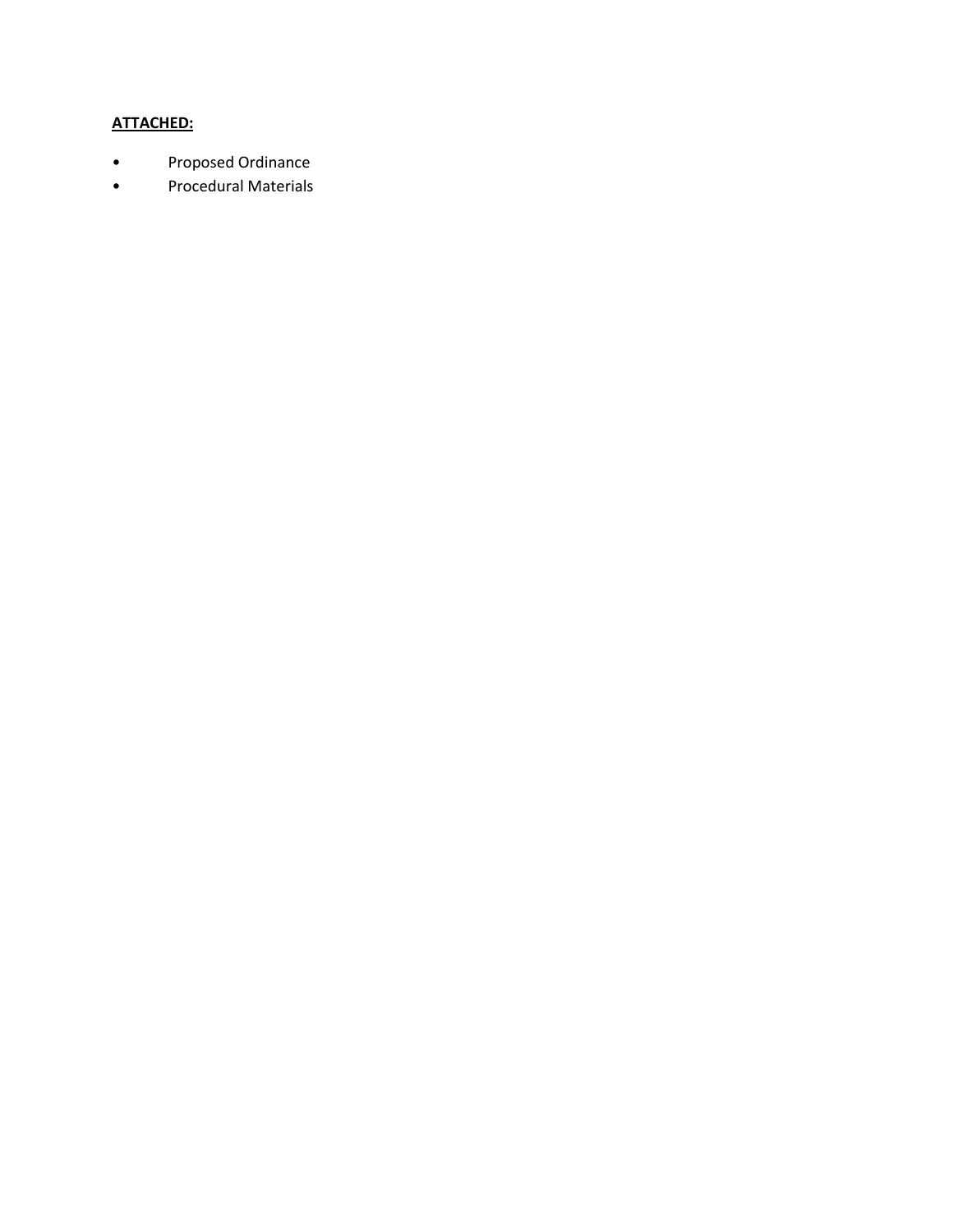**ATTACHED:**

- Proposed Ordinance
- Procedural Materials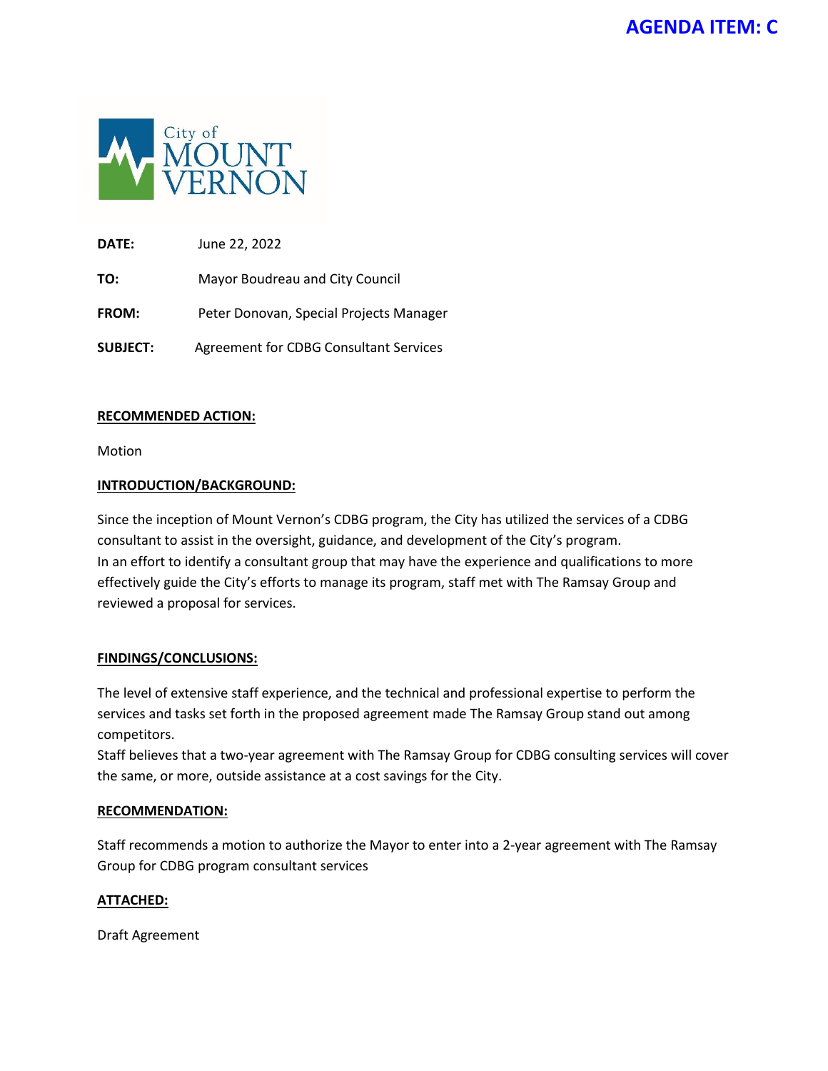**AGENDA ITEM: C**

City of MOUNT VERNON

**DATE:** June 22, 2022

**TO:** Mayor Boudreau and City Council

**FROM:** Peter Donovan, Special Projects Manager

**SUBJECT:** Agreement for CDBG Consultant Services

## RECOMMENDED ACTION:

Motion

## INTRODUCTION/BACKGROUND:

Since the inception of Mount Vernon's CDBG program, the City has utilized the services of a CDBG consultant to assist in the oversight, guidance, and development of the City's program.
In an effort to identify a consultant group that may have the experience and qualifications to more effectively guide the City's efforts to manage its program, staff met with The Ramsay Group and reviewed a proposal for services.

## FINDINGS/CONCLUSIONS:

The level of extensive staff experience, and the technical and professional expertise to perform the services and tasks set forth in the proposed agreement made The Ramsay Group stand out among competitors.
Staff believes that a two-year agreement with The Ramsay Group for CDBG consulting services will cover the same, or more, outside assistance at a cost savings for the City.

## RECOMMENDATION:

Staff recommends a motion to authorize the Mayor to enter into a 2-year agreement with The Ramsay Group for CDBG program consultant services

## ATTACHED:

Draft Agreement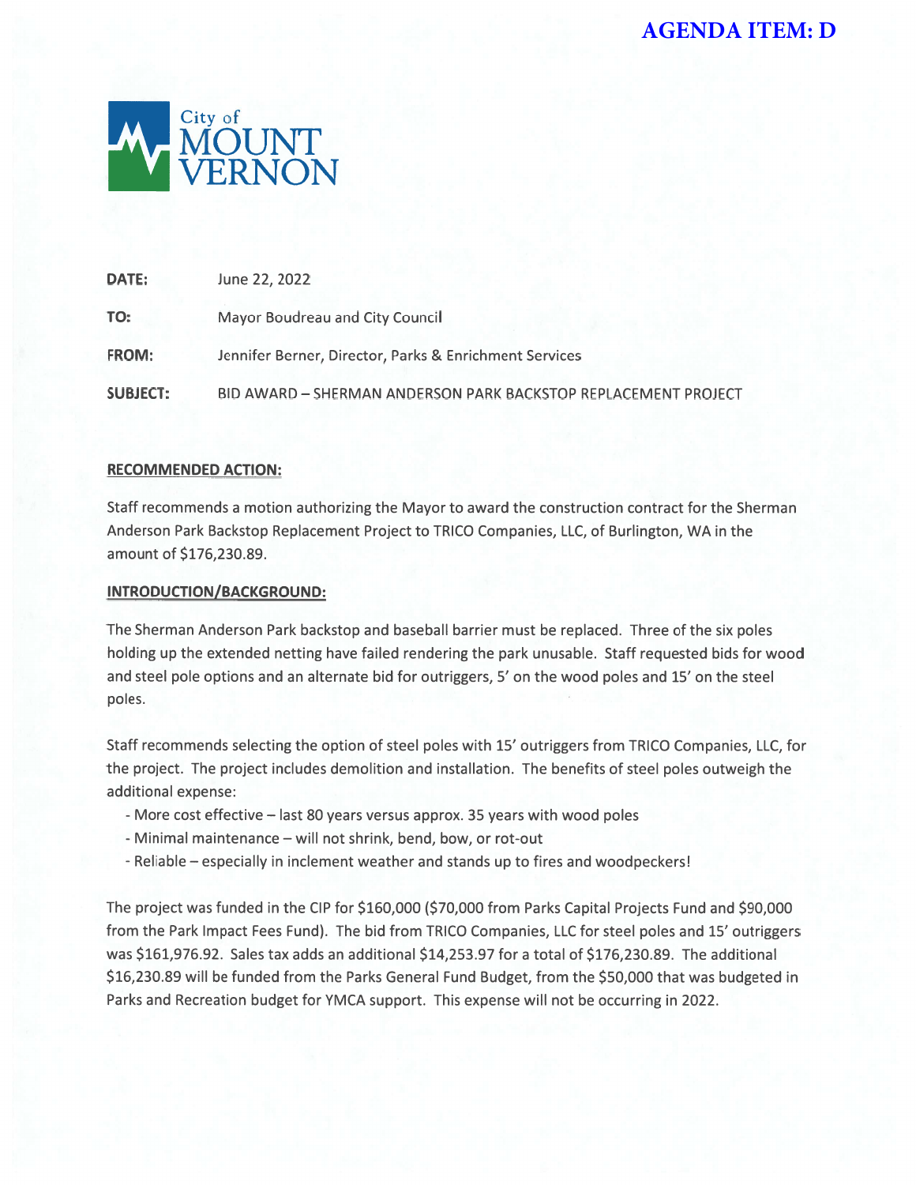**AGENDA ITEM: D**

City of MOUNT VERNON

| | |
|---|---|
| **DATE:** | June 22, 2022 |
| **TO:** | Mayor Boudreau and City Council |
| **FROM:** | Jennifer Berner, Director, Parks & Enrichment Services |
| **SUBJECT:** | BID AWARD – SHERMAN ANDERSON PARK BACKSTOP REPLACEMENT PROJECT |

**RECOMMENDED ACTION:**

Staff recommends a motion authorizing the Mayor to award the construction contract for the Sherman Anderson Park Backstop Replacement Project to TRICO Companies, LLC, of Burlington, WA in the amount of $176,230.89.

**INTRODUCTION/BACKGROUND:**

The Sherman Anderson Park backstop and baseball barrier must be replaced. Three of the six poles holding up the extended netting have failed rendering the park unusable. Staff requested bids for wood and steel pole options and an alternate bid for outriggers, 5' on the wood poles and 15' on the steel poles.

Staff recommends selecting the option of steel poles with 15' outriggers from TRICO Companies, LLC, for the project. The project includes demolition and installation. The benefits of steel poles outweigh the additional expense:

- More cost effective – last 80 years versus approx. 35 years with wood poles
- Minimal maintenance – will not shrink, bend, bow, or rot-out
- Reliable – especially in inclement weather and stands up to fires and woodpeckers!

The project was funded in the CIP for $160,000 ($70,000 from Parks Capital Projects Fund and $90,000 from the Park Impact Fees Fund). The bid from TRICO Companies, LLC for steel poles and 15' outriggers was $161,976.92. Sales tax adds an additional $14,253.97 for a total of $176,230.89. The additional $16,230.89 will be funded from the Parks General Fund Budget, from the $50,000 that was budgeted in Parks and Recreation budget for YMCA support. This expense will not be occurring in 2022.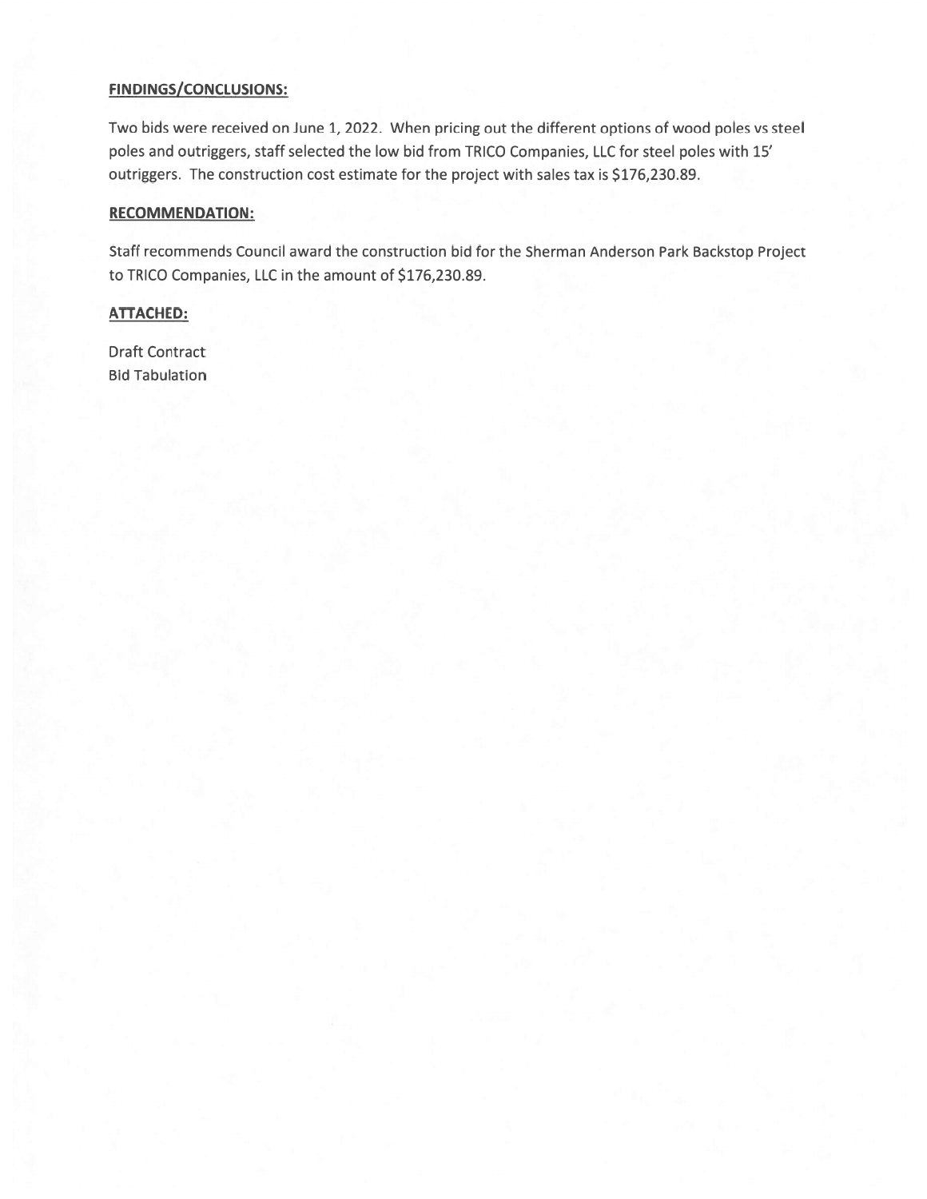**FINDINGS/CONCLUSIONS:**

Two bids were received on June 1, 2022. When pricing out the different options of wood poles vs steel poles and outriggers, staff selected the low bid from TRICO Companies, LLC for steel poles with 15' outriggers. The construction cost estimate for the project with sales tax is $176,230.89.

**RECOMMENDATION:**

Staff recommends Council award the construction bid for the Sherman Anderson Park Backstop Project to TRICO Companies, LLC in the amount of $176,230.89.

**ATTACHED:**

Draft Contract
Bid Tabulation